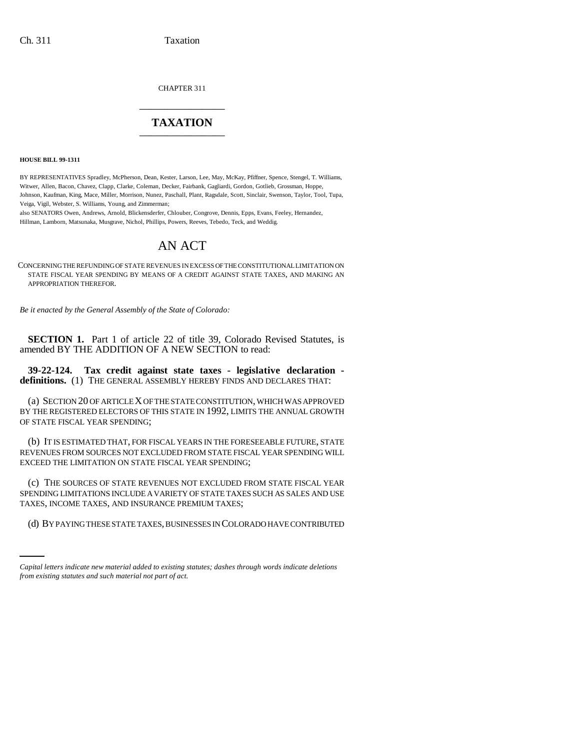CHAPTER 311

# TAXATION

**HOUSE BILL 99-1311**

BY REPRESENTATIVES Spradley, McPherson, Dean, Kester, Larson, Lee, May, McKay, Pfiffner, Spence, Stengel, T. Williams, Witwer, Allen, Bacon, Chavez, Clapp, Clarke, Coleman, Decker, Fairbank, Gagliardi, Gordon, Gotlieb, Grossman, Hoppe, Johnson, Kaufman, King, Mace, Miller, Morrison, Nunez, Paschall, Plant, Ragsdale, Scott, Sinclair, Swenson, Taylor, Tool, Tupa, Veiga, Vigil, Webster, S. Williams, Young, and Zimmerman;
also SENATORS Owen, Andrews, Arnold, Blickensderfer, Chlouber, Congrove, Dennis, Epps, Evans, Feeley, Hernandez, Hillman, Lamborn, Matsunaka, Musgrave, Nichol, Phillips, Powers, Reeves, Tebedo, Teck, and Weddig.

# AN ACT

CONCERNING THE REFUNDING OF STATE REVENUES IN EXCESS OF THE CONSTITUTIONAL LIMITATION ON STATE FISCAL YEAR SPENDING BY MEANS OF A CREDIT AGAINST STATE TAXES, AND MAKING AN APPROPRIATION THEREFOR.

*Be it enacted by the General Assembly of the State of Colorado:*

**SECTION 1.** Part 1 of article 22 of title 39, Colorado Revised Statutes, is amended BY THE ADDITION OF A NEW SECTION to read:

**39-22-124. Tax credit against state taxes - legislative declaration - definitions.** (1) THE GENERAL ASSEMBLY HEREBY FINDS AND DECLARES THAT:

(a) SECTION 20 OF ARTICLE X OF THE STATE CONSTITUTION, WHICH WAS APPROVED BY THE REGISTERED ELECTORS OF THIS STATE IN 1992, LIMITS THE ANNUAL GROWTH OF STATE FISCAL YEAR SPENDING;

(b) IT IS ESTIMATED THAT, FOR FISCAL YEARS IN THE FORESEEABLE FUTURE, STATE REVENUES FROM SOURCES NOT EXCLUDED FROM STATE FISCAL YEAR SPENDING WILL EXCEED THE LIMITATION ON STATE FISCAL YEAR SPENDING;

(c) THE SOURCES OF STATE REVENUES NOT EXCLUDED FROM STATE FISCAL YEAR SPENDING LIMITATIONS INCLUDE A VARIETY OF STATE TAXES SUCH AS SALES AND USE TAXES, INCOME TAXES, AND INSURANCE PREMIUM TAXES;

(d) BY PAYING THESE STATE TAXES, BUSINESSES IN COLORADO HAVE CONTRIBUTED

*Capital letters indicate new material added to existing statutes; dashes through words indicate deletions from existing statutes and such material not part of act.*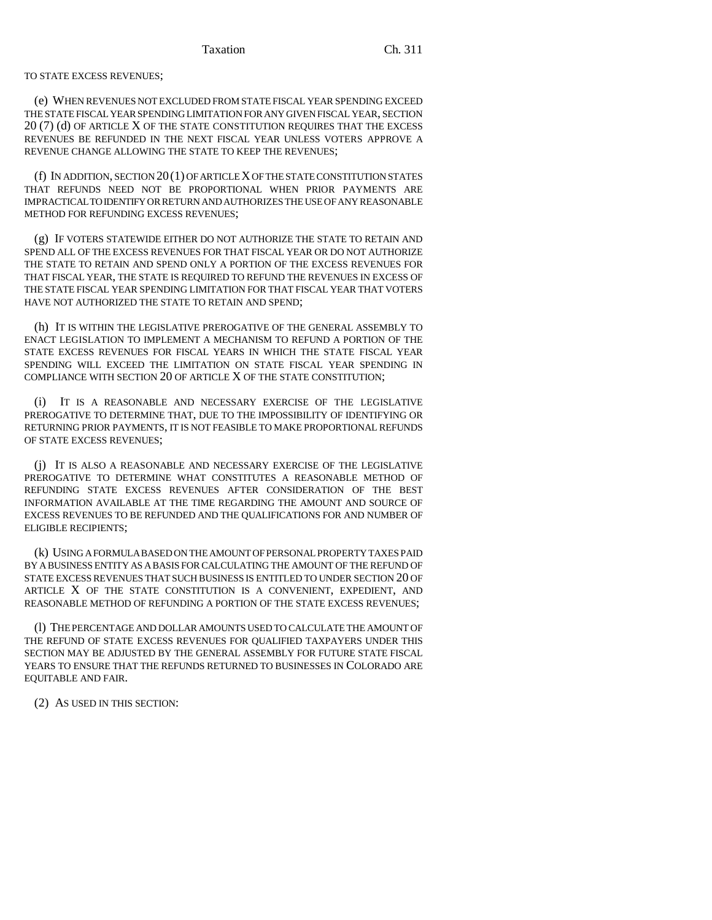TO STATE EXCESS REVENUES;

(e) WHEN REVENUES NOT EXCLUDED FROM STATE FISCAL YEAR SPENDING EXCEED THE STATE FISCAL YEAR SPENDING LIMITATION FOR ANY GIVEN FISCAL YEAR, SECTION 20 (7) (d) OF ARTICLE X OF THE STATE CONSTITUTION REQUIRES THAT THE EXCESS REVENUES BE REFUNDED IN THE NEXT FISCAL YEAR UNLESS VOTERS APPROVE A REVENUE CHANGE ALLOWING THE STATE TO KEEP THE REVENUES;

(f) IN ADDITION, SECTION 20 (1) OF ARTICLE X OF THE STATE CONSTITUTION STATES THAT REFUNDS NEED NOT BE PROPORTIONAL WHEN PRIOR PAYMENTS ARE IMPRACTICAL TO IDENTIFY OR RETURN AND AUTHORIZES THE USE OF ANY REASONABLE METHOD FOR REFUNDING EXCESS REVENUES;

(g) IF VOTERS STATEWIDE EITHER DO NOT AUTHORIZE THE STATE TO RETAIN AND SPEND ALL OF THE EXCESS REVENUES FOR THAT FISCAL YEAR OR DO NOT AUTHORIZE THE STATE TO RETAIN AND SPEND ONLY A PORTION OF THE EXCESS REVENUES FOR THAT FISCAL YEAR, THE STATE IS REQUIRED TO REFUND THE REVENUES IN EXCESS OF THE STATE FISCAL YEAR SPENDING LIMITATION FOR THAT FISCAL YEAR THAT VOTERS HAVE NOT AUTHORIZED THE STATE TO RETAIN AND SPEND;

(h) IT IS WITHIN THE LEGISLATIVE PREROGATIVE OF THE GENERAL ASSEMBLY TO ENACT LEGISLATION TO IMPLEMENT A MECHANISM TO REFUND A PORTION OF THE STATE EXCESS REVENUES FOR FISCAL YEARS IN WHICH THE STATE FISCAL YEAR SPENDING WILL EXCEED THE LIMITATION ON STATE FISCAL YEAR SPENDING IN COMPLIANCE WITH SECTION 20 OF ARTICLE X OF THE STATE CONSTITUTION;

(i) IT IS A REASONABLE AND NECESSARY EXERCISE OF THE LEGISLATIVE PREROGATIVE TO DETERMINE THAT, DUE TO THE IMPOSSIBILITY OF IDENTIFYING OR RETURNING PRIOR PAYMENTS, IT IS NOT FEASIBLE TO MAKE PROPORTIONAL REFUNDS OF STATE EXCESS REVENUES;

(j) IT IS ALSO A REASONABLE AND NECESSARY EXERCISE OF THE LEGISLATIVE PREROGATIVE TO DETERMINE WHAT CONSTITUTES A REASONABLE METHOD OF REFUNDING STATE EXCESS REVENUES AFTER CONSIDERATION OF THE BEST INFORMATION AVAILABLE AT THE TIME REGARDING THE AMOUNT AND SOURCE OF EXCESS REVENUES TO BE REFUNDED AND THE QUALIFICATIONS FOR AND NUMBER OF ELIGIBLE RECIPIENTS;

(k) USING A FORMULA BASED ON THE AMOUNT OF PERSONAL PROPERTY TAXES PAID BY A BUSINESS ENTITY AS A BASIS FOR CALCULATING THE AMOUNT OF THE REFUND OF STATE EXCESS REVENUES THAT SUCH BUSINESS IS ENTITLED TO UNDER SECTION 20 OF ARTICLE X OF THE STATE CONSTITUTION IS A CONVENIENT, EXPEDIENT, AND REASONABLE METHOD OF REFUNDING A PORTION OF THE STATE EXCESS REVENUES;

(l) THE PERCENTAGE AND DOLLAR AMOUNTS USED TO CALCULATE THE AMOUNT OF THE REFUND OF STATE EXCESS REVENUES FOR QUALIFIED TAXPAYERS UNDER THIS SECTION MAY BE ADJUSTED BY THE GENERAL ASSEMBLY FOR FUTURE STATE FISCAL YEARS TO ENSURE THAT THE REFUNDS RETURNED TO BUSINESSES IN COLORADO ARE EQUITABLE AND FAIR.

(2) AS USED IN THIS SECTION: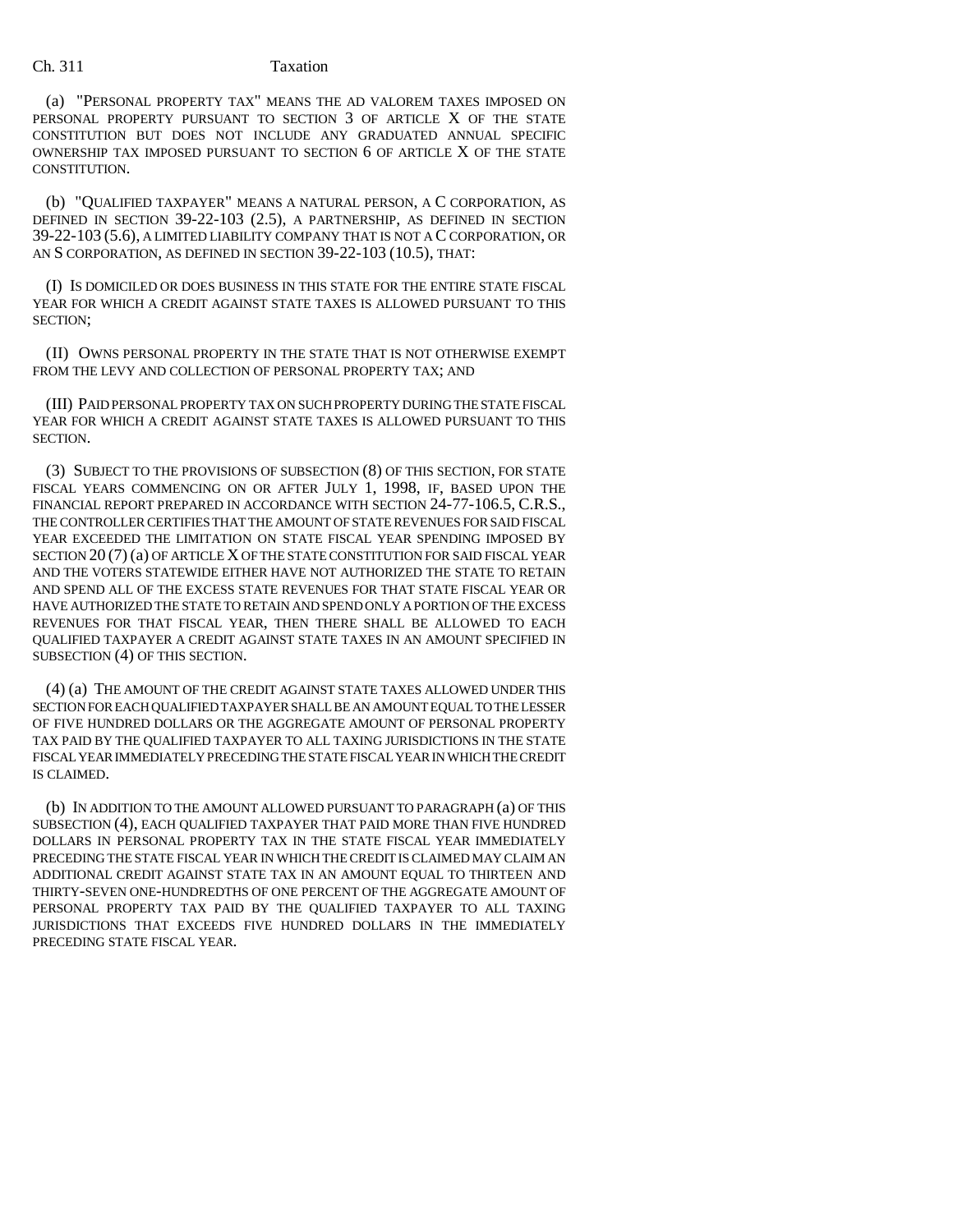(a) "PERSONAL PROPERTY TAX" MEANS THE AD VALOREM TAXES IMPOSED ON PERSONAL PROPERTY PURSUANT TO SECTION 3 OF ARTICLE X OF THE STATE CONSTITUTION BUT DOES NOT INCLUDE ANY GRADUATED ANNUAL SPECIFIC OWNERSHIP TAX IMPOSED PURSUANT TO SECTION 6 OF ARTICLE X OF THE STATE CONSTITUTION.

(b) "QUALIFIED TAXPAYER" MEANS A NATURAL PERSON, A C CORPORATION, AS DEFINED IN SECTION 39-22-103 (2.5), A PARTNERSHIP, AS DEFINED IN SECTION 39-22-103 (5.6), A LIMITED LIABILITY COMPANY THAT IS NOT A C CORPORATION, OR AN S CORPORATION, AS DEFINED IN SECTION 39-22-103 (10.5), THAT:

(I) IS DOMICILED OR DOES BUSINESS IN THIS STATE FOR THE ENTIRE STATE FISCAL YEAR FOR WHICH A CREDIT AGAINST STATE TAXES IS ALLOWED PURSUANT TO THIS SECTION;

(II) OWNS PERSONAL PROPERTY IN THE STATE THAT IS NOT OTHERWISE EXEMPT FROM THE LEVY AND COLLECTION OF PERSONAL PROPERTY TAX; AND

(III) PAID PERSONAL PROPERTY TAX ON SUCH PROPERTY DURING THE STATE FISCAL YEAR FOR WHICH A CREDIT AGAINST STATE TAXES IS ALLOWED PURSUANT TO THIS SECTION.

(3) SUBJECT TO THE PROVISIONS OF SUBSECTION (8) OF THIS SECTION, FOR STATE FISCAL YEARS COMMENCING ON OR AFTER JULY 1, 1998, IF, BASED UPON THE FINANCIAL REPORT PREPARED IN ACCORDANCE WITH SECTION 24-77-106.5, C.R.S., THE CONTROLLER CERTIFIES THAT THE AMOUNT OF STATE REVENUES FOR SAID FISCAL YEAR EXCEEDED THE LIMITATION ON STATE FISCAL YEAR SPENDING IMPOSED BY SECTION 20 (7) (a) OF ARTICLE X OF THE STATE CONSTITUTION FOR SAID FISCAL YEAR AND THE VOTERS STATEWIDE EITHER HAVE NOT AUTHORIZED THE STATE TO RETAIN AND SPEND ALL OF THE EXCESS STATE REVENUES FOR THAT STATE FISCAL YEAR OR HAVE AUTHORIZED THE STATE TO RETAIN AND SPEND ONLY A PORTION OF THE EXCESS REVENUES FOR THAT FISCAL YEAR, THEN THERE SHALL BE ALLOWED TO EACH QUALIFIED TAXPAYER A CREDIT AGAINST STATE TAXES IN AN AMOUNT SPECIFIED IN SUBSECTION (4) OF THIS SECTION.

(4) (a) THE AMOUNT OF THE CREDIT AGAINST STATE TAXES ALLOWED UNDER THIS SECTION FOR EACH QUALIFIED TAXPAYER SHALL BE AN AMOUNT EQUAL TO THE LESSER OF FIVE HUNDRED DOLLARS OR THE AGGREGATE AMOUNT OF PERSONAL PROPERTY TAX PAID BY THE QUALIFIED TAXPAYER TO ALL TAXING JURISDICTIONS IN THE STATE FISCAL YEAR IMMEDIATELY PRECEDING THE STATE FISCAL YEAR IN WHICH THE CREDIT IS CLAIMED.

(b) IN ADDITION TO THE AMOUNT ALLOWED PURSUANT TO PARAGRAPH (a) OF THIS SUBSECTION (4), EACH QUALIFIED TAXPAYER THAT PAID MORE THAN FIVE HUNDRED DOLLARS IN PERSONAL PROPERTY TAX IN THE STATE FISCAL YEAR IMMEDIATELY PRECEDING THE STATE FISCAL YEAR IN WHICH THE CREDIT IS CLAIMED MAY CLAIM AN ADDITIONAL CREDIT AGAINST STATE TAX IN AN AMOUNT EQUAL TO THIRTEEN AND THIRTY-SEVEN ONE-HUNDREDTHS OF ONE PERCENT OF THE AGGREGATE AMOUNT OF PERSONAL PROPERTY TAX PAID BY THE QUALIFIED TAXPAYER TO ALL TAXING JURISDICTIONS THAT EXCEEDS FIVE HUNDRED DOLLARS IN THE IMMEDIATELY PRECEDING STATE FISCAL YEAR.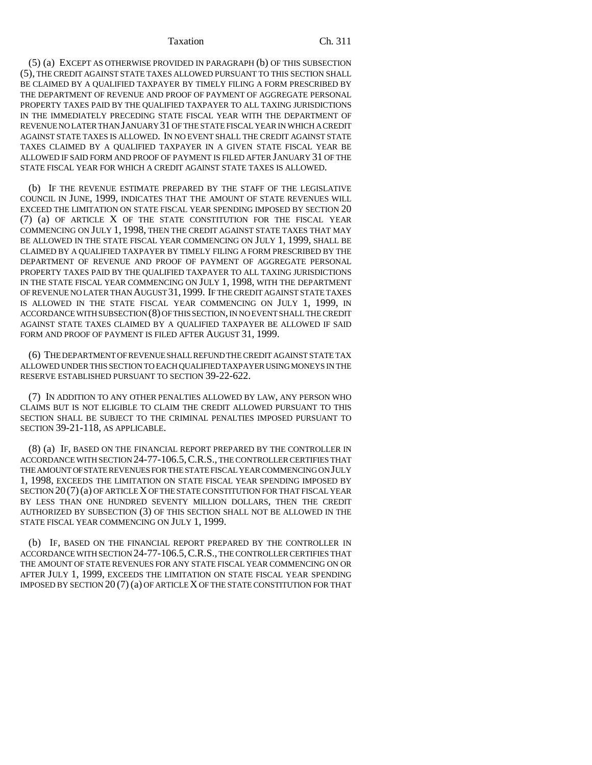(5) (a) EXCEPT AS OTHERWISE PROVIDED IN PARAGRAPH (b) OF THIS SUBSECTION (5), THE CREDIT AGAINST STATE TAXES ALLOWED PURSUANT TO THIS SECTION SHALL BE CLAIMED BY A QUALIFIED TAXPAYER BY TIMELY FILING A FORM PRESCRIBED BY THE DEPARTMENT OF REVENUE AND PROOF OF PAYMENT OF AGGREGATE PERSONAL PROPERTY TAXES PAID BY THE QUALIFIED TAXPAYER TO ALL TAXING JURISDICTIONS IN THE IMMEDIATELY PRECEDING STATE FISCAL YEAR WITH THE DEPARTMENT OF REVENUE NO LATER THAN JANUARY 31 OF THE STATE FISCAL YEAR IN WHICH A CREDIT AGAINST STATE TAXES IS ALLOWED. IN NO EVENT SHALL THE CREDIT AGAINST STATE TAXES CLAIMED BY A QUALIFIED TAXPAYER IN A GIVEN STATE FISCAL YEAR BE ALLOWED IF SAID FORM AND PROOF OF PAYMENT IS FILED AFTER JANUARY 31 OF THE STATE FISCAL YEAR FOR WHICH A CREDIT AGAINST STATE TAXES IS ALLOWED.

(b) IF THE REVENUE ESTIMATE PREPARED BY THE STAFF OF THE LEGISLATIVE COUNCIL IN JUNE, 1999, INDICATES THAT THE AMOUNT OF STATE REVENUES WILL EXCEED THE LIMITATION ON STATE FISCAL YEAR SPENDING IMPOSED BY SECTION 20 (7) (a) OF ARTICLE X OF THE STATE CONSTITUTION FOR THE FISCAL YEAR COMMENCING ON JULY 1, 1998, THEN THE CREDIT AGAINST STATE TAXES THAT MAY BE ALLOWED IN THE STATE FISCAL YEAR COMMENCING ON JULY 1, 1999, SHALL BE CLAIMED BY A QUALIFIED TAXPAYER BY TIMELY FILING A FORM PRESCRIBED BY THE DEPARTMENT OF REVENUE AND PROOF OF PAYMENT OF AGGREGATE PERSONAL PROPERTY TAXES PAID BY THE QUALIFIED TAXPAYER TO ALL TAXING JURISDICTIONS IN THE STATE FISCAL YEAR COMMENCING ON JULY 1, 1998, WITH THE DEPARTMENT OF REVENUE NO LATER THAN AUGUST 31, 1999. IF THE CREDIT AGAINST STATE TAXES IS ALLOWED IN THE STATE FISCAL YEAR COMMENCING ON JULY 1, 1999, IN ACCORDANCE WITH SUBSECTION (8) OF THIS SECTION, IN NO EVENT SHALL THE CREDIT AGAINST STATE TAXES CLAIMED BY A QUALIFIED TAXPAYER BE ALLOWED IF SAID FORM AND PROOF OF PAYMENT IS FILED AFTER AUGUST 31, 1999.

(6) THE DEPARTMENT OF REVENUE SHALL REFUND THE CREDIT AGAINST STATE TAX ALLOWED UNDER THIS SECTION TO EACH QUALIFIED TAXPAYER USING MONEYS IN THE RESERVE ESTABLISHED PURSUANT TO SECTION 39-22-622.

(7) IN ADDITION TO ANY OTHER PENALTIES ALLOWED BY LAW, ANY PERSON WHO CLAIMS BUT IS NOT ELIGIBLE TO CLAIM THE CREDIT ALLOWED PURSUANT TO THIS SECTION SHALL BE SUBJECT TO THE CRIMINAL PENALTIES IMPOSED PURSUANT TO SECTION 39-21-118, AS APPLICABLE.

(8) (a) IF, BASED ON THE FINANCIAL REPORT PREPARED BY THE CONTROLLER IN ACCORDANCE WITH SECTION 24-77-106.5, C.R.S., THE CONTROLLER CERTIFIES THAT THE AMOUNT OF STATE REVENUES FOR THE STATE FISCAL YEAR COMMENCING ON JULY 1, 1998, EXCEEDS THE LIMITATION ON STATE FISCAL YEAR SPENDING IMPOSED BY SECTION 20 (7) (a) OF ARTICLE X OF THE STATE CONSTITUTION FOR THAT FISCAL YEAR BY LESS THAN ONE HUNDRED SEVENTY MILLION DOLLARS, THEN THE CREDIT AUTHORIZED BY SUBSECTION (3) OF THIS SECTION SHALL NOT BE ALLOWED IN THE STATE FISCAL YEAR COMMENCING ON JULY 1, 1999.

(b) IF, BASED ON THE FINANCIAL REPORT PREPARED BY THE CONTROLLER IN ACCORDANCE WITH SECTION 24-77-106.5, C.R.S., THE CONTROLLER CERTIFIES THAT THE AMOUNT OF STATE REVENUES FOR ANY STATE FISCAL YEAR COMMENCING ON OR AFTER JULY 1, 1999, EXCEEDS THE LIMITATION ON STATE FISCAL YEAR SPENDING IMPOSED BY SECTION 20 (7) (a) OF ARTICLE X OF THE STATE CONSTITUTION FOR THAT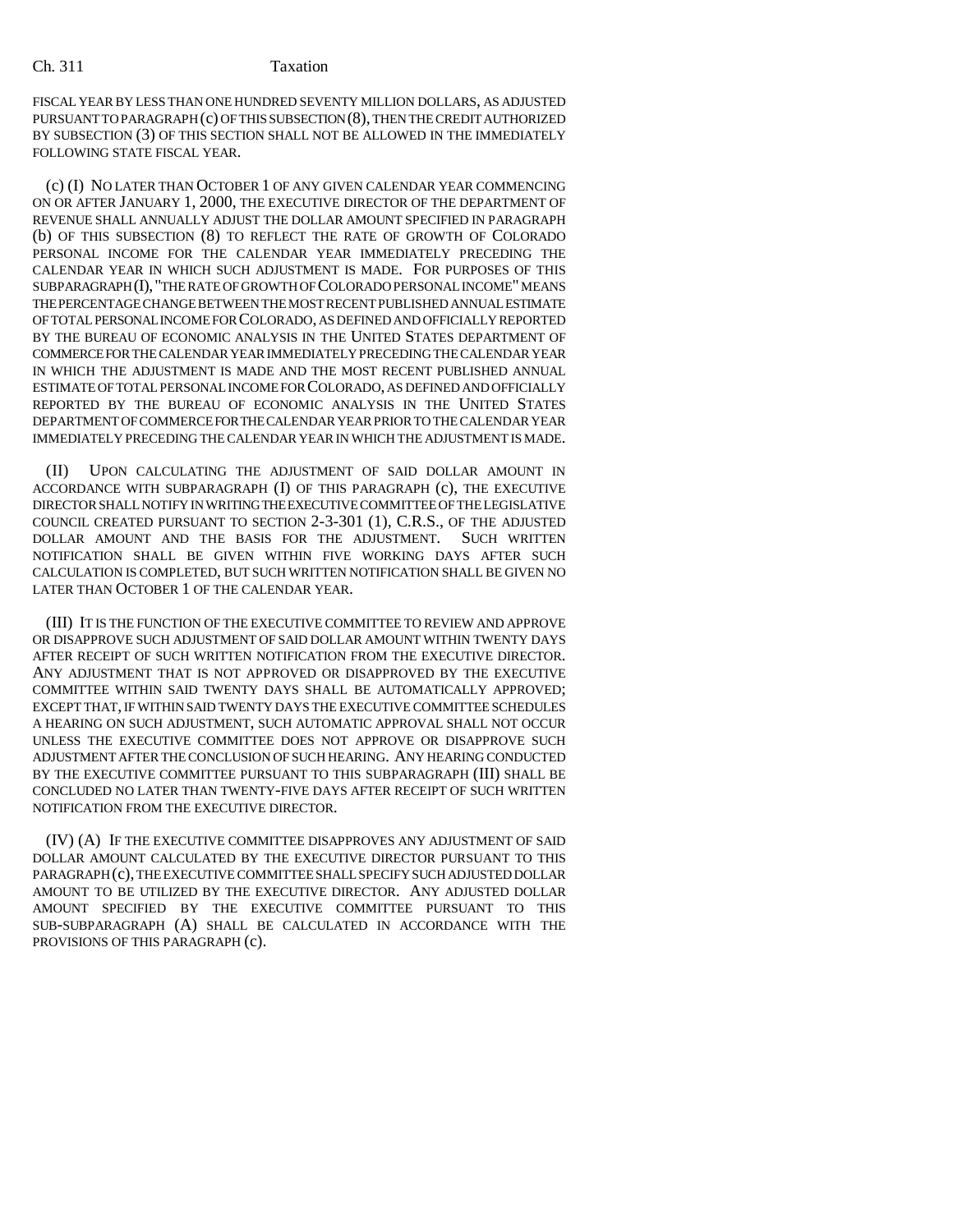FISCAL YEAR BY LESS THAN ONE HUNDRED SEVENTY MILLION DOLLARS, AS ADJUSTED PURSUANT TO PARAGRAPH (c) OF THIS SUBSECTION (8), THEN THE CREDIT AUTHORIZED BY SUBSECTION (3) OF THIS SECTION SHALL NOT BE ALLOWED IN THE IMMEDIATELY FOLLOWING STATE FISCAL YEAR.

(c) (I) NO LATER THAN OCTOBER 1 OF ANY GIVEN CALENDAR YEAR COMMENCING ON OR AFTER JANUARY 1, 2000, THE EXECUTIVE DIRECTOR OF THE DEPARTMENT OF REVENUE SHALL ANNUALLY ADJUST THE DOLLAR AMOUNT SPECIFIED IN PARAGRAPH (b) OF THIS SUBSECTION (8) TO REFLECT THE RATE OF GROWTH OF COLORADO PERSONAL INCOME FOR THE CALENDAR YEAR IMMEDIATELY PRECEDING THE CALENDAR YEAR IN WHICH SUCH ADJUSTMENT IS MADE. FOR PURPOSES OF THIS SUBPARAGRAPH (I), "THE RATE OF GROWTH OF COLORADO PERSONAL INCOME" MEANS THE PERCENTAGE CHANGE BETWEEN THE MOST RECENT PUBLISHED ANNUAL ESTIMATE OF TOTAL PERSONAL INCOME FOR COLORADO, AS DEFINED AND OFFICIALLY REPORTED BY THE BUREAU OF ECONOMIC ANALYSIS IN THE UNITED STATES DEPARTMENT OF COMMERCE FOR THE CALENDAR YEAR IMMEDIATELY PRECEDING THE CALENDAR YEAR IN WHICH THE ADJUSTMENT IS MADE AND THE MOST RECENT PUBLISHED ANNUAL ESTIMATE OF TOTAL PERSONAL INCOME FOR COLORADO, AS DEFINED AND OFFICIALLY REPORTED BY THE BUREAU OF ECONOMIC ANALYSIS IN THE UNITED STATES DEPARTMENT OF COMMERCE FOR THE CALENDAR YEAR PRIOR TO THE CALENDAR YEAR IMMEDIATELY PRECEDING THE CALENDAR YEAR IN WHICH THE ADJUSTMENT IS MADE.

(II) UPON CALCULATING THE ADJUSTMENT OF SAID DOLLAR AMOUNT IN ACCORDANCE WITH SUBPARAGRAPH (I) OF THIS PARAGRAPH (c), THE EXECUTIVE DIRECTOR SHALL NOTIFY IN WRITING THE EXECUTIVE COMMITTEE OF THE LEGISLATIVE COUNCIL CREATED PURSUANT TO SECTION 2-3-301 (1), C.R.S., OF THE ADJUSTED DOLLAR AMOUNT AND THE BASIS FOR THE ADJUSTMENT. SUCH WRITTEN NOTIFICATION SHALL BE GIVEN WITHIN FIVE WORKING DAYS AFTER SUCH CALCULATION IS COMPLETED, BUT SUCH WRITTEN NOTIFICATION SHALL BE GIVEN NO LATER THAN OCTOBER 1 OF THE CALENDAR YEAR.

(III) IT IS THE FUNCTION OF THE EXECUTIVE COMMITTEE TO REVIEW AND APPROVE OR DISAPPROVE SUCH ADJUSTMENT OF SAID DOLLAR AMOUNT WITHIN TWENTY DAYS AFTER RECEIPT OF SUCH WRITTEN NOTIFICATION FROM THE EXECUTIVE DIRECTOR. ANY ADJUSTMENT THAT IS NOT APPROVED OR DISAPPROVED BY THE EXECUTIVE COMMITTEE WITHIN SAID TWENTY DAYS SHALL BE AUTOMATICALLY APPROVED; EXCEPT THAT, IF WITHIN SAID TWENTY DAYS THE EXECUTIVE COMMITTEE SCHEDULES A HEARING ON SUCH ADJUSTMENT, SUCH AUTOMATIC APPROVAL SHALL NOT OCCUR UNLESS THE EXECUTIVE COMMITTEE DOES NOT APPROVE OR DISAPPROVE SUCH ADJUSTMENT AFTER THE CONCLUSION OF SUCH HEARING. ANY HEARING CONDUCTED BY THE EXECUTIVE COMMITTEE PURSUANT TO THIS SUBPARAGRAPH (III) SHALL BE CONCLUDED NO LATER THAN TWENTY-FIVE DAYS AFTER RECEIPT OF SUCH WRITTEN NOTIFICATION FROM THE EXECUTIVE DIRECTOR.

(IV) (A) IF THE EXECUTIVE COMMITTEE DISAPPROVES ANY ADJUSTMENT OF SAID DOLLAR AMOUNT CALCULATED BY THE EXECUTIVE DIRECTOR PURSUANT TO THIS PARAGRAPH (c), THE EXECUTIVE COMMITTEE SHALL SPECIFY SUCH ADJUSTED DOLLAR AMOUNT TO BE UTILIZED BY THE EXECUTIVE DIRECTOR. ANY ADJUSTED DOLLAR AMOUNT SPECIFIED BY THE EXECUTIVE COMMITTEE PURSUANT TO THIS SUB-SUBPARAGRAPH (A) SHALL BE CALCULATED IN ACCORDANCE WITH THE PROVISIONS OF THIS PARAGRAPH (c).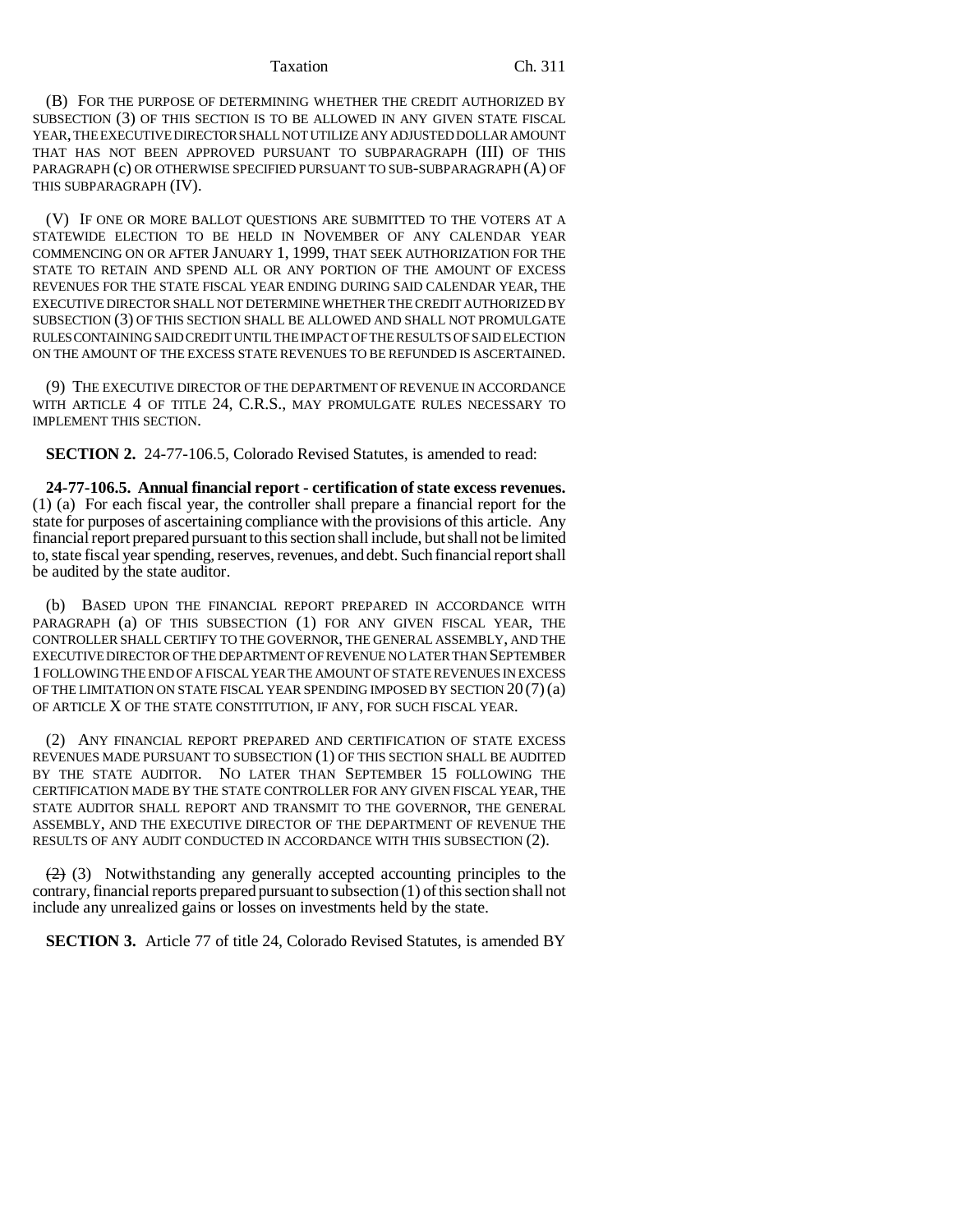(B) FOR THE PURPOSE OF DETERMINING WHETHER THE CREDIT AUTHORIZED BY SUBSECTION (3) OF THIS SECTION IS TO BE ALLOWED IN ANY GIVEN STATE FISCAL YEAR, THE EXECUTIVE DIRECTOR SHALL NOT UTILIZE ANY ADJUSTED DOLLAR AMOUNT THAT HAS NOT BEEN APPROVED PURSUANT TO SUBPARAGRAPH (III) OF THIS PARAGRAPH (c) OR OTHERWISE SPECIFIED PURSUANT TO SUB-SUBPARAGRAPH (A) OF THIS SUBPARAGRAPH (IV).

(V) IF ONE OR MORE BALLOT QUESTIONS ARE SUBMITTED TO THE VOTERS AT A STATEWIDE ELECTION TO BE HELD IN NOVEMBER OF ANY CALENDAR YEAR COMMENCING ON OR AFTER JANUARY 1, 1999, THAT SEEK AUTHORIZATION FOR THE STATE TO RETAIN AND SPEND ALL OR ANY PORTION OF THE AMOUNT OF EXCESS REVENUES FOR THE STATE FISCAL YEAR ENDING DURING SAID CALENDAR YEAR, THE EXECUTIVE DIRECTOR SHALL NOT DETERMINE WHETHER THE CREDIT AUTHORIZED BY SUBSECTION (3) OF THIS SECTION SHALL BE ALLOWED AND SHALL NOT PROMULGATE RULES CONTAINING SAID CREDIT UNTIL THE IMPACT OF THE RESULTS OF SAID ELECTION ON THE AMOUNT OF THE EXCESS STATE REVENUES TO BE REFUNDED IS ASCERTAINED.

(9) THE EXECUTIVE DIRECTOR OF THE DEPARTMENT OF REVENUE IN ACCORDANCE WITH ARTICLE 4 OF TITLE 24, C.R.S., MAY PROMULGATE RULES NECESSARY TO IMPLEMENT THIS SECTION.

**SECTION 2.** 24-77-106.5, Colorado Revised Statutes, is amended to read:

**24-77-106.5. Annual financial report - certification of state excess revenues.** (1) (a) For each fiscal year, the controller shall prepare a financial report for the state for purposes of ascertaining compliance with the provisions of this article. Any financial report prepared pursuant to this section shall include, but shall not be limited to, state fiscal year spending, reserves, revenues, and debt. Such financial report shall be audited by the state auditor.

(b) BASED UPON THE FINANCIAL REPORT PREPARED IN ACCORDANCE WITH PARAGRAPH (a) OF THIS SUBSECTION (1) FOR ANY GIVEN FISCAL YEAR, THE CONTROLLER SHALL CERTIFY TO THE GOVERNOR, THE GENERAL ASSEMBLY, AND THE EXECUTIVE DIRECTOR OF THE DEPARTMENT OF REVENUE NO LATER THAN SEPTEMBER 1 FOLLOWING THE END OF A FISCAL YEAR THE AMOUNT OF STATE REVENUES IN EXCESS OF THE LIMITATION ON STATE FISCAL YEAR SPENDING IMPOSED BY SECTION 20 (7) (a) OF ARTICLE X OF THE STATE CONSTITUTION, IF ANY, FOR SUCH FISCAL YEAR.

(2) ANY FINANCIAL REPORT PREPARED AND CERTIFICATION OF STATE EXCESS REVENUES MADE PURSUANT TO SUBSECTION (1) OF THIS SECTION SHALL BE AUDITED BY THE STATE AUDITOR. NO LATER THAN SEPTEMBER 15 FOLLOWING THE CERTIFICATION MADE BY THE STATE CONTROLLER FOR ANY GIVEN FISCAL YEAR, THE STATE AUDITOR SHALL REPORT AND TRANSMIT TO THE GOVERNOR, THE GENERAL ASSEMBLY, AND THE EXECUTIVE DIRECTOR OF THE DEPARTMENT OF REVENUE THE RESULTS OF ANY AUDIT CONDUCTED IN ACCORDANCE WITH THIS SUBSECTION (2).

~~(2)~~ (3) Notwithstanding any generally accepted accounting principles to the contrary, financial reports prepared pursuant to subsection (1) of this section shall not include any unrealized gains or losses on investments held by the state.

**SECTION 3.** Article 77 of title 24, Colorado Revised Statutes, is amended BY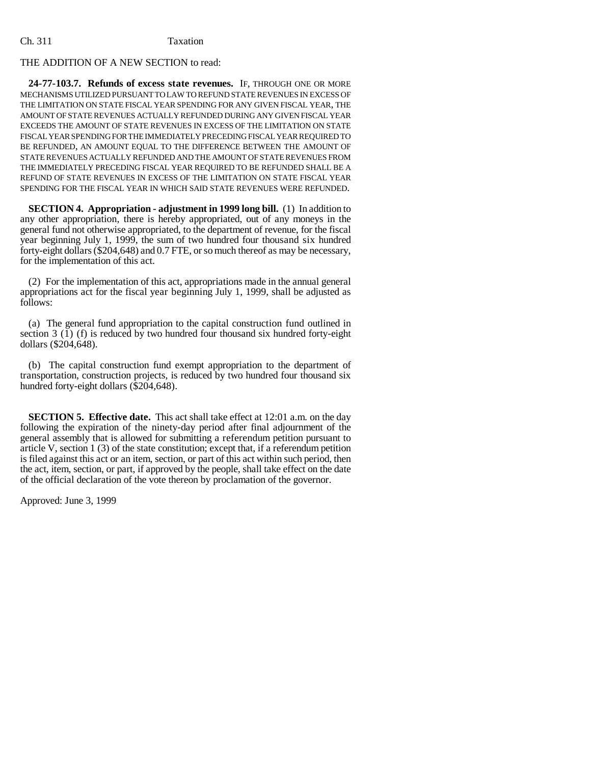THE ADDITION OF A NEW SECTION to read:

**24-77-103.7. Refunds of excess state revenues.** IF, THROUGH ONE OR MORE MECHANISMS UTILIZED PURSUANT TO LAW TO REFUND STATE REVENUES IN EXCESS OF THE LIMITATION ON STATE FISCAL YEAR SPENDING FOR ANY GIVEN FISCAL YEAR, THE AMOUNT OF STATE REVENUES ACTUALLY REFUNDED DURING ANY GIVEN FISCAL YEAR EXCEEDS THE AMOUNT OF STATE REVENUES IN EXCESS OF THE LIMITATION ON STATE FISCAL YEAR SPENDING FOR THE IMMEDIATELY PRECEDING FISCAL YEAR REQUIRED TO BE REFUNDED, AN AMOUNT EQUAL TO THE DIFFERENCE BETWEEN THE AMOUNT OF STATE REVENUES ACTUALLY REFUNDED AND THE AMOUNT OF STATE REVENUES FROM THE IMMEDIATELY PRECEDING FISCAL YEAR REQUIRED TO BE REFUNDED SHALL BE A REFUND OF STATE REVENUES IN EXCESS OF THE LIMITATION ON STATE FISCAL YEAR SPENDING FOR THE FISCAL YEAR IN WHICH SAID STATE REVENUES WERE REFUNDED.

**SECTION 4. Appropriation - adjustment in 1999 long bill.** (1) In addition to any other appropriation, there is hereby appropriated, out of any moneys in the general fund not otherwise appropriated, to the department of revenue, for the fiscal year beginning July 1, 1999, the sum of two hundred four thousand six hundred forty-eight dollars ($204,648) and 0.7 FTE, or so much thereof as may be necessary, for the implementation of this act.

(2) For the implementation of this act, appropriations made in the annual general appropriations act for the fiscal year beginning July 1, 1999, shall be adjusted as follows:

(a) The general fund appropriation to the capital construction fund outlined in section 3 (1) (f) is reduced by two hundred four thousand six hundred forty-eight dollars ($204,648).

(b) The capital construction fund exempt appropriation to the department of transportation, construction projects, is reduced by two hundred four thousand six hundred forty-eight dollars ($204,648).

**SECTION 5. Effective date.** This act shall take effect at 12:01 a.m. on the day following the expiration of the ninety-day period after final adjournment of the general assembly that is allowed for submitting a referendum petition pursuant to article V, section 1 (3) of the state constitution; except that, if a referendum petition is filed against this act or an item, section, or part of this act within such period, then the act, item, section, or part, if approved by the people, shall take effect on the date of the official declaration of the vote thereon by proclamation of the governor.

Approved: June 3, 1999